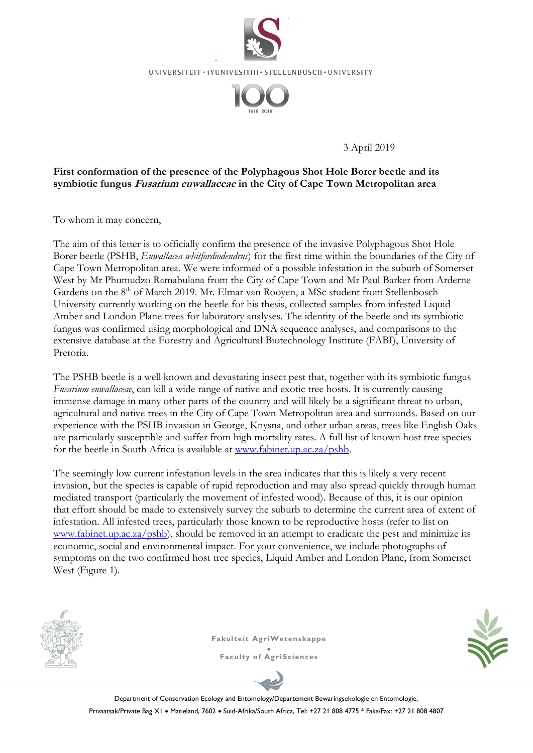UNIVERSITEIT • iYUNIVESITHI • STELLENBOSCH • UNIVERSITY

3 April 2019

**First conformation of the presence of the Polyphagous Shot Hole Borer beetle and its symbiotic fungus *Fusarium euwallaceae* in the City of Cape Town Metropolitan area**

To whom it may concern,

The aim of this letter is to officially confirm the presence of the invasive Polyphagous Shot Hole Borer beetle (PSHB, *Euwallacea whitfordiodendrus*) for the first time within the boundaries of the City of Cape Town Metropolitan area. We were informed of a possible infestation in the suburb of Somerset West by Mr Phumudzo Ramabulana from the City of Cape Town and Mr Paul Barker from Arderne Gardens on the 8th of March 2019. Mr. Elmar van Rooyen, a MSc student from Stellenbosch University currently working on the beetle for his thesis, collected samples from infested Liquid Amber and London Plane trees for laboratory analyses. The identity of the beetle and its symbiotic fungus was confirmed using morphological and DNA sequence analyses, and comparisons to the extensive database at the Forestry and Agricultural Biotechnology Institute (FABI), University of Pretoria.

The PSHB beetle is a well known and devastating insect pest that, together with its symbiotic fungus *Fusarium euwallaceae*, can kill a wide range of native and exotic tree hosts. It is currently causing immense damage in many other parts of the country and will likely be a significant threat to urban, agricultural and native trees in the City of Cape Town Metropolitan area and surrounds. Based on our experience with the PSHB invasion in George, Knysna, and other urban areas, trees like English Oaks are particularly susceptible and suffer from high mortality rates. A full list of known host tree species for the beetle in South Africa is available at www.fabinet.up.ac.za/pshb.

The seemingly low current infestation levels in the area indicates that this is likely a very recent invasion, but the species is capable of rapid reproduction and may also spread quickly through human mediated transport (particularly the movement of infested wood). Because of this, it is our opinion that effort should be made to extensively survey the suburb to determine the current area of extent of infestation. All infested trees, particularly those known to be reproductive hosts (refer to list on www.fabinet.up.ac.za/pshb), should be removed in an attempt to eradicate the pest and minimize its economic, social and environmental impact. For your convenience, we include photographs of symptoms on the two confirmed host tree species, Liquid Amber and London Plane, from Somerset West (Figure 1).

Fakulteit AgriWetenskappe • Faculty of AgriSciences

Department of Conservation Ecology and Entomology/Departement Bewaringsekologie en Entomologie, Privaatsak/Private Bag X1 • Matieland, 7602 • Suid-Afrika/South Africa, Tel: +27 21 808 4775 * Faks/Fax: +27 21 808 4807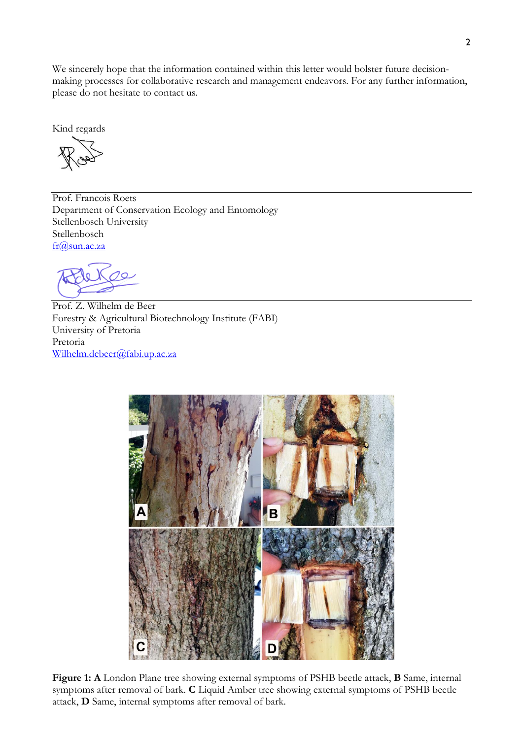We sincerely hope that the information contained within this letter would bolster future decision-making processes for collaborative research and management endeavors. For any further information, please do not hesitate to contact us.

Kind regards

Prof. Francois Roets
Department of Conservation Ecology and Entomology
Stellenbosch University
Stellenbosch
fr@sun.ac.za

Prof. Z. Wilhelm de Beer
Forestry & Agricultural Biotechnology Institute (FABI)
University of Pretoria
Pretoria
Wilhelm.debeer@fabi.up.ac.za

**Figure 1: A** London Plane tree showing external symptoms of PSHB beetle attack, **B** Same, internal symptoms after removal of bark. **C** Liquid Amber tree showing external symptoms of PSHB beetle attack, **D** Same, internal symptoms after removal of bark.